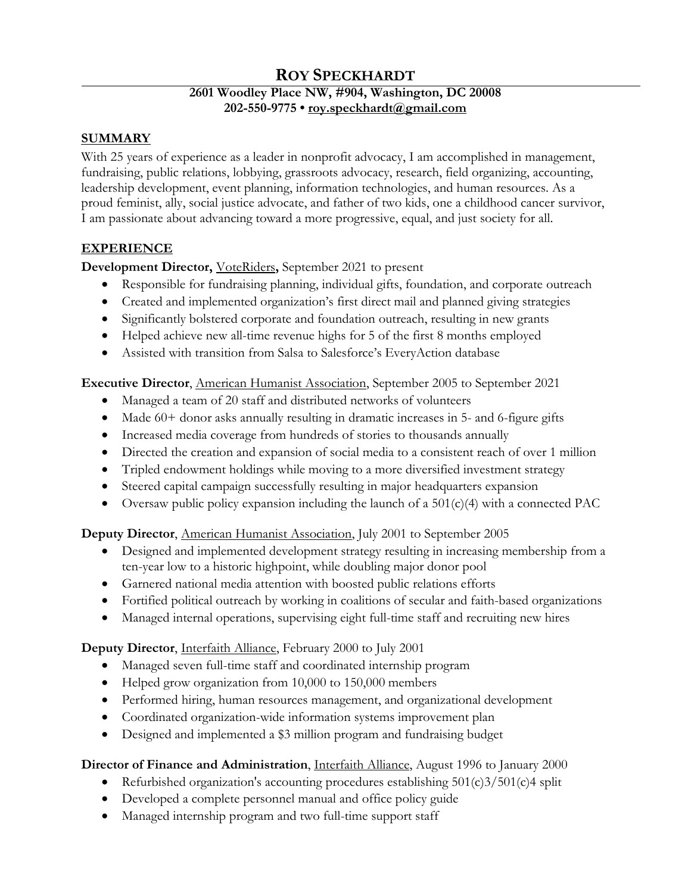# ROY SPECKHARDT

**2601 Woodley Place NW, #904, Washington, DC 20008**
**202-550-9775 • roy.speckhardt@gmail.com**

## SUMMARY

With 25 years of experience as a leader in nonprofit advocacy, I am accomplished in management, fundraising, public relations, lobbying, grassroots advocacy, research, field organizing, accounting, leadership development, event planning, information technologies, and human resources. As a proud feminist, ally, social justice advocate, and father of two kids, one a childhood cancer survivor, I am passionate about advancing toward a more progressive, equal, and just society for all.

## EXPERIENCE

**Development Director,** VoteRiders**,** September 2021 to present

- Responsible for fundraising planning, individual gifts, foundation, and corporate outreach
- Created and implemented organization's first direct mail and planned giving strategies
- Significantly bolstered corporate and foundation outreach, resulting in new grants
- Helped achieve new all-time revenue highs for 5 of the first 8 months employed
- Assisted with transition from Salsa to Salesforce's EveryAction database

**Executive Director**, American Humanist Association, September 2005 to September 2021

- Managed a team of 20 staff and distributed networks of volunteers
- Made 60+ donor asks annually resulting in dramatic increases in 5- and 6-figure gifts
- Increased media coverage from hundreds of stories to thousands annually
- Directed the creation and expansion of social media to a consistent reach of over 1 million
- Tripled endowment holdings while moving to a more diversified investment strategy
- Steered capital campaign successfully resulting in major headquarters expansion
- Oversaw public policy expansion including the launch of a 501(c)(4) with a connected PAC

**Deputy Director**, American Humanist Association, July 2001 to September 2005

- Designed and implemented development strategy resulting in increasing membership from a ten-year low to a historic highpoint, while doubling major donor pool
- Garnered national media attention with boosted public relations efforts
- Fortified political outreach by working in coalitions of secular and faith-based organizations
- Managed internal operations, supervising eight full-time staff and recruiting new hires

**Deputy Director**, Interfaith Alliance, February 2000 to July 2001

- Managed seven full-time staff and coordinated internship program
- Helped grow organization from 10,000 to 150,000 members
- Performed hiring, human resources management, and organizational development
- Coordinated organization-wide information systems improvement plan
- Designed and implemented a $3 million program and fundraising budget

**Director of Finance and Administration**, Interfaith Alliance, August 1996 to January 2000

- Refurbished organization's accounting procedures establishing 501(c)3/501(c)4 split
- Developed a complete personnel manual and office policy guide
- Managed internship program and two full-time support staff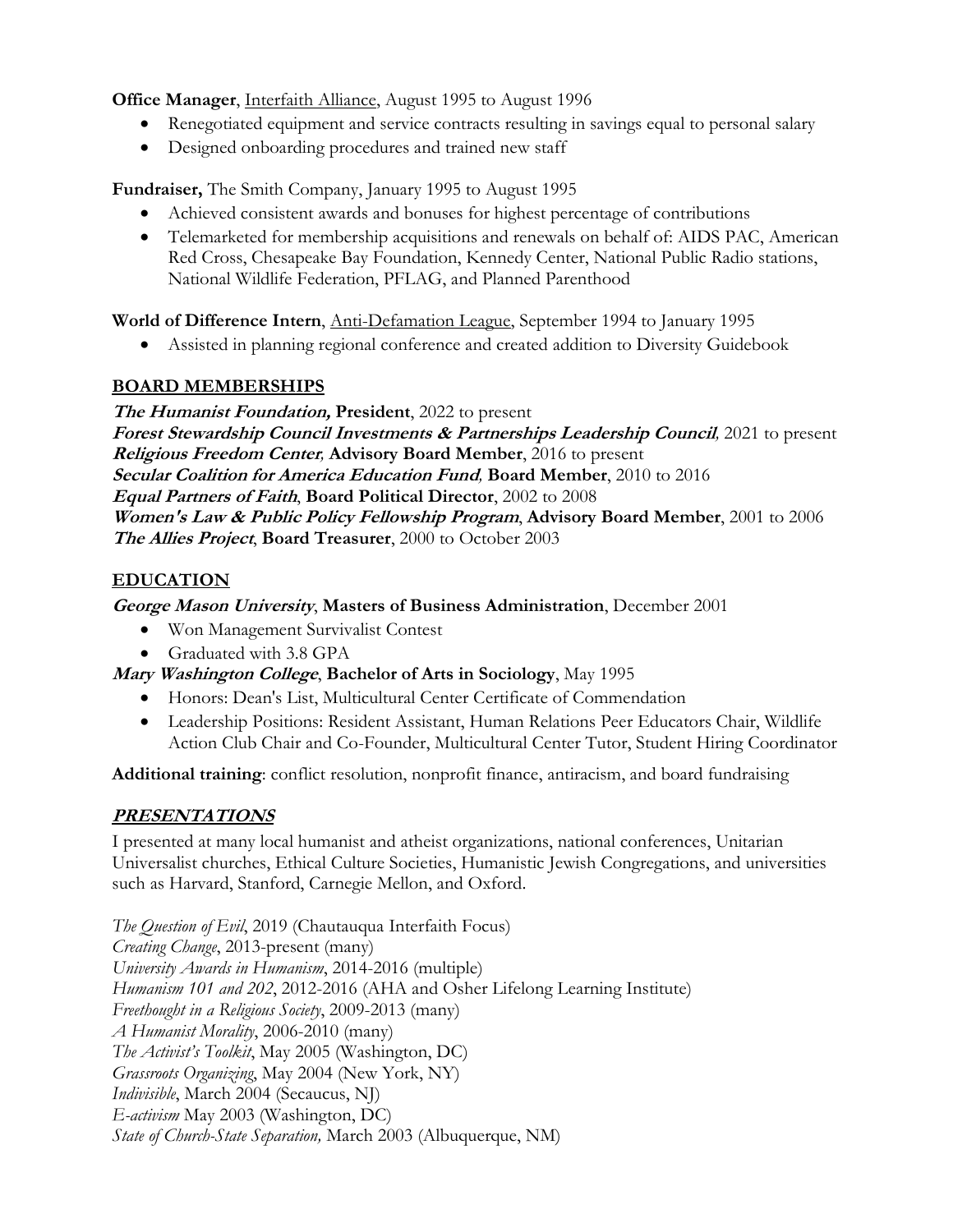**Office Manager**, Interfaith Alliance, August 1995 to August 1996

- Renegotiated equipment and service contracts resulting in savings equal to personal salary
- Designed onboarding procedures and trained new staff

**Fundraiser,** The Smith Company, January 1995 to August 1995

- Achieved consistent awards and bonuses for highest percentage of contributions
- Telemarketed for membership acquisitions and renewals on behalf of: AIDS PAC, American Red Cross, Chesapeake Bay Foundation, Kennedy Center, National Public Radio stations, National Wildlife Federation, PFLAG, and Planned Parenthood

**World of Difference Intern**, Anti-Defamation League, September 1994 to January 1995

- Assisted in planning regional conference and created addition to Diversity Guidebook

## BOARD MEMBERSHIPS

***The Humanist Foundation,*** **President**, 2022 to present
***Forest Stewardship Council Investments & Partnerships Leadership Council***, 2021 to present
***Religious Freedom Center***, **Advisory Board Member**, 2016 to present
***Secular Coalition for America Education Fund***, **Board Member**, 2010 to 2016
***Equal Partners of Faith***, **Board Political Director**, 2002 to 2008
***Women's Law & Public Policy Fellowship Program***, **Advisory Board Member**, 2001 to 2006
***The Allies Project***, **Board Treasurer**, 2000 to October 2003

## EDUCATION

***George Mason University***, **Masters of Business Administration**, December 2001

- Won Management Survivalist Contest
- Graduated with 3.8 GPA

***Mary Washington College***, **Bachelor of Arts in Sociology**, May 1995

- Honors: Dean's List, Multicultural Center Certificate of Commendation
- Leadership Positions: Resident Assistant, Human Relations Peer Educators Chair, Wildlife Action Club Chair and Co-Founder, Multicultural Center Tutor, Student Hiring Coordinator

**Additional training**: conflict resolution, nonprofit finance, antiracism, and board fundraising

## ***PRESENTATIONS***

I presented at many local humanist and atheist organizations, national conferences, Unitarian Universalist churches, Ethical Culture Societies, Humanistic Jewish Congregations, and universities such as Harvard, Stanford, Carnegie Mellon, and Oxford.

*The Question of Evil*, 2019 (Chautauqua Interfaith Focus)
*Creating Change*, 2013-present (many)
*University Awards in Humanism*, 2014-2016 (multiple)
*Humanism 101 and 202*, 2012-2016 (AHA and Osher Lifelong Learning Institute)
*Freethought in a Religious Society*, 2009-2013 (many)
*A Humanist Morality*, 2006-2010 (many)
*The Activist's Toolkit*, May 2005 (Washington, DC)
*Grassroots Organizing*, May 2004 (New York, NY)
*Indivisible*, March 2004 (Secaucus, NJ)
*E-activism* May 2003 (Washington, DC)
*State of Church-State Separation,* March 2003 (Albuquerque, NM)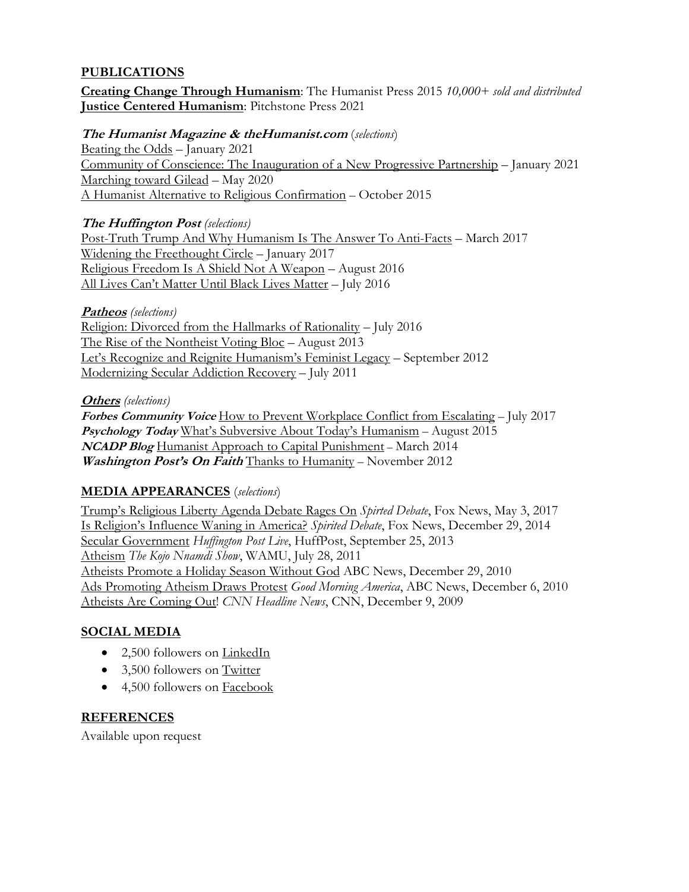## PUBLICATIONS

**Creating Change Through Humanism**: The Humanist Press 2015 *10,000+ sold and distributed*
**Justice Centered Humanism**: Pitchstone Press 2021

### *The Humanist Magazine & theHumanist.com* (*selections*)

Beating the Odds – January 2021
Community of Conscience: The Inauguration of a New Progressive Partnership – January 2021
Marching toward Gilead – May 2020
A Humanist Alternative to Religious Confirmation – October 2015

### *The Huffington Post* (*selections*)

Post-Truth Trump And Why Humanism Is The Answer To Anti-Facts – March 2017
Widening the Freethought Circle – January 2017
Religious Freedom Is A Shield Not A Weapon – August 2016
All Lives Can't Matter Until Black Lives Matter – July 2016

### *Patheos* (*selections*)

Religion: Divorced from the Hallmarks of Rationality – July 2016
The Rise of the Nontheist Voting Bloc – August 2013
Let's Recognize and Reignite Humanism's Feminist Legacy – September 2012
Modernizing Secular Addiction Recovery – July 2011

### *Others* (*selections*)

***Forbes Community Voice*** How to Prevent Workplace Conflict from Escalating – July 2017
***Psychology Today*** What's Subversive About Today's Humanism – August 2015
***NCADP Blog*** Humanist Approach to Capital Punishment – March 2014
***Washington Post's On Faith*** Thanks to Humanity – November 2012

## MEDIA APPEARANCES (*selections*)

Trump's Religious Liberty Agenda Debate Rages On *Spirted Debate*, Fox News, May 3, 2017
Is Religion's Influence Waning in America? *Spirited Debate*, Fox News, December 29, 2014
Secular Government *Huffington Post Live*, HuffPost, September 25, 2013
Atheism *The Kojo Nnamdi Show*, WAMU, July 28, 2011
Atheists Promote a Holiday Season Without God ABC News, December 29, 2010
Ads Promoting Atheism Draws Protest *Good Morning America*, ABC News, December 6, 2010
Atheists Are Coming Out! *CNN Headline News*, CNN, December 9, 2009

## SOCIAL MEDIA

- 2,500 followers on LinkedIn
- 3,500 followers on Twitter
- 4,500 followers on Facebook

## REFERENCES

Available upon request